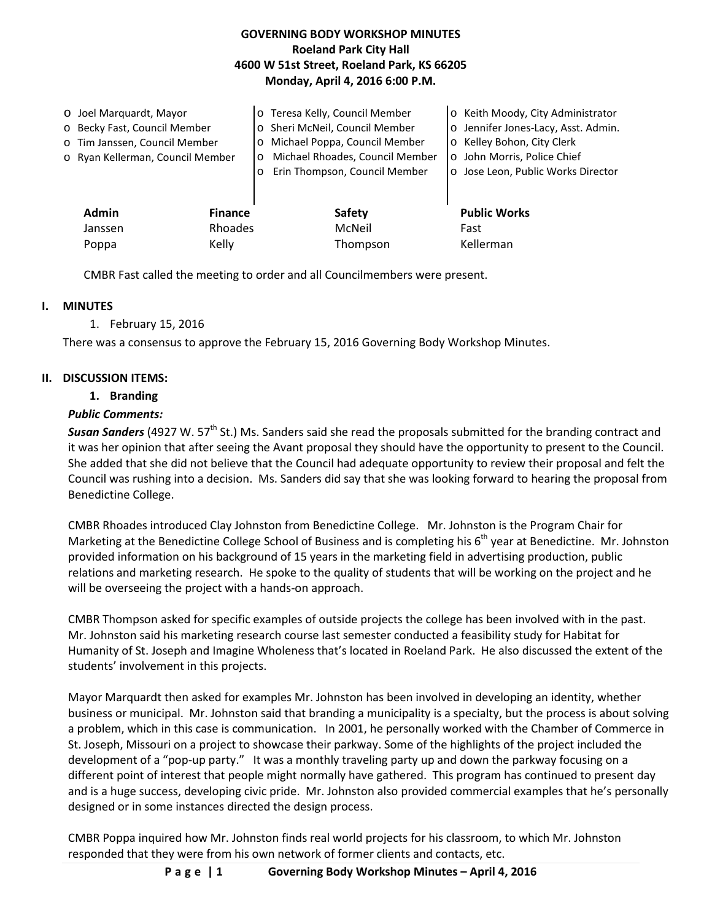**GOVERNING BODY WORKSHOP MINUTES**
**Roeland Park City Hall**
**4600 W 51st Street, Roeland Park, KS 66205**
**Monday, April 4, 2016 6:00 P.M.**

- Joel Marquardt, Mayor
- Becky Fast, Council Member
- Tim Janssen, Council Member
- Ryan Kellerman, Council Member
- Teresa Kelly, Council Member
- Sheri McNeil, Council Member
- Michael Poppa, Council Member
- Michael Rhoades, Council Member
- Erin Thompson, Council Member
- Keith Moody, City Administrator
- Jennifer Jones-Lacy, Asst. Admin.
- Kelley Bohon, City Clerk
- John Morris, Police Chief
- Jose Leon, Public Works Director

| Admin | Finance | Safety | Public Works |
|---|---|---|---|
| Janssen | Rhoades | McNeil | Fast |
| Poppa | Kelly | Thompson | Kellerman |

CMBR Fast called the meeting to order and all Councilmembers were present.

## I. MINUTES

1. February 15, 2016

There was a consensus to approve the February 15, 2016 Governing Body Workshop Minutes.

## II. DISCUSSION ITEMS:

### 1. Branding

***Public Comments:***

***Susan Sanders*** (4927 W. 57th St.) Ms. Sanders said she read the proposals submitted for the branding contract and it was her opinion that after seeing the Avant proposal they should have the opportunity to present to the Council. She added that she did not believe that the Council had adequate opportunity to review their proposal and felt the Council was rushing into a decision. Ms. Sanders did say that she was looking forward to hearing the proposal from Benedictine College.

CMBR Rhoades introduced Clay Johnston from Benedictine College. Mr. Johnston is the Program Chair for Marketing at the Benedictine College School of Business and is completing his 6th year at Benedictine. Mr. Johnston provided information on his background of 15 years in the marketing field in advertising production, public relations and marketing research. He spoke to the quality of students that will be working on the project and he will be overseeing the project with a hands-on approach.

CMBR Thompson asked for specific examples of outside projects the college has been involved with in the past. Mr. Johnston said his marketing research course last semester conducted a feasibility study for Habitat for Humanity of St. Joseph and Imagine Wholeness that's located in Roeland Park. He also discussed the extent of the students' involvement in this projects.

Mayor Marquardt then asked for examples Mr. Johnston has been involved in developing an identity, whether business or municipal. Mr. Johnston said that branding a municipality is a specialty, but the process is about solving a problem, which in this case is communication. In 2001, he personally worked with the Chamber of Commerce in St. Joseph, Missouri on a project to showcase their parkway. Some of the highlights of the project included the development of a "pop-up party." It was a monthly traveling party up and down the parkway focusing on a different point of interest that people might normally have gathered. This program has continued to present day and is a huge success, developing civic pride. Mr. Johnston also provided commercial examples that he's personally designed or in some instances directed the design process.

CMBR Poppa inquired how Mr. Johnston finds real world projects for his classroom, to which Mr. Johnston responded that they were from his own network of former clients and contacts, etc.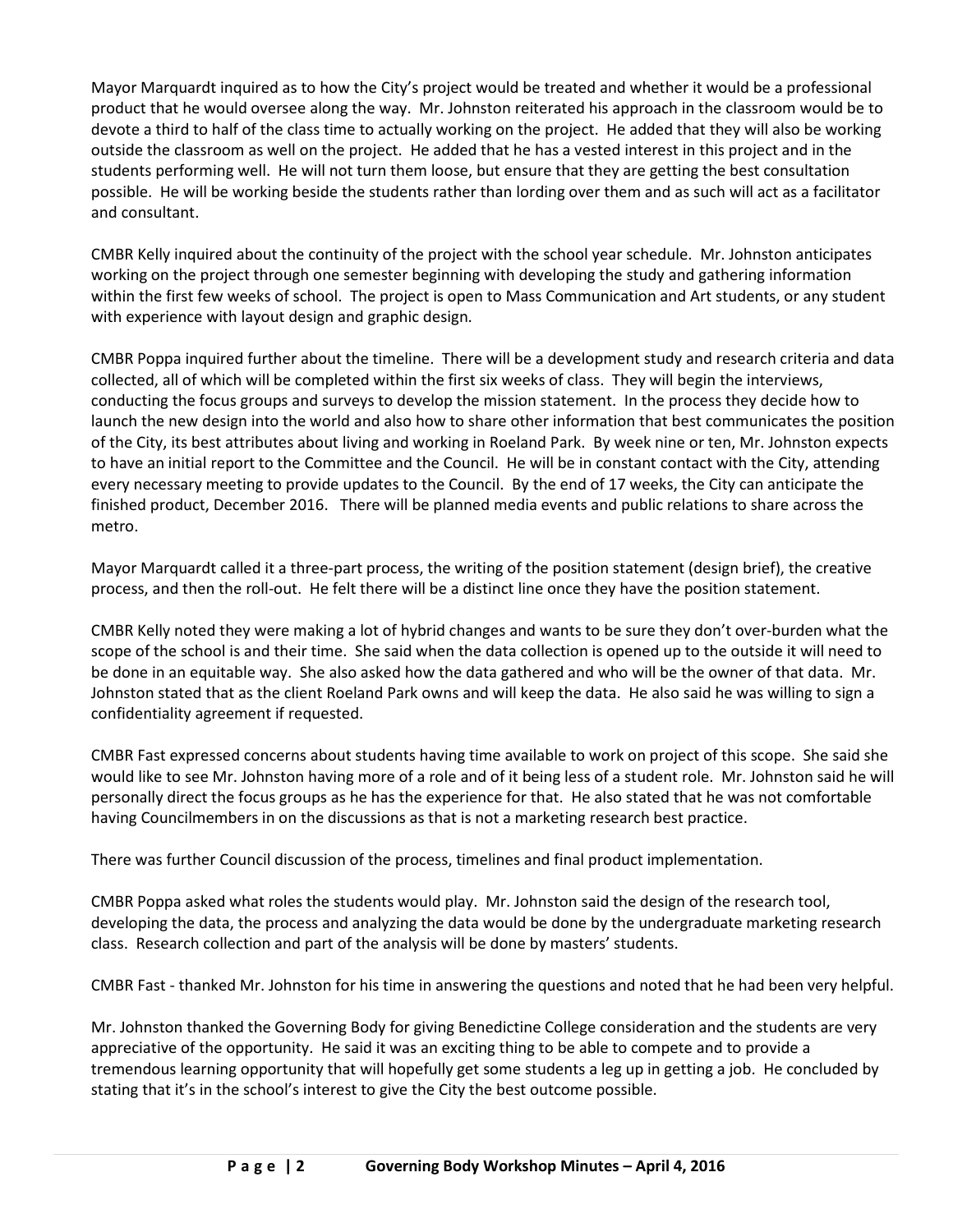Mayor Marquardt inquired as to how the City's project would be treated and whether it would be a professional product that he would oversee along the way. Mr. Johnston reiterated his approach in the classroom would be to devote a third to half of the class time to actually working on the project. He added that they will also be working outside the classroom as well on the project. He added that he has a vested interest in this project and in the students performing well. He will not turn them loose, but ensure that they are getting the best consultation possible. He will be working beside the students rather than lording over them and as such will act as a facilitator and consultant.

CMBR Kelly inquired about the continuity of the project with the school year schedule. Mr. Johnston anticipates working on the project through one semester beginning with developing the study and gathering information within the first few weeks of school. The project is open to Mass Communication and Art students, or any student with experience with layout design and graphic design.

CMBR Poppa inquired further about the timeline. There will be a development study and research criteria and data collected, all of which will be completed within the first six weeks of class. They will begin the interviews, conducting the focus groups and surveys to develop the mission statement. In the process they decide how to launch the new design into the world and also how to share other information that best communicates the position of the City, its best attributes about living and working in Roeland Park. By week nine or ten, Mr. Johnston expects to have an initial report to the Committee and the Council. He will be in constant contact with the City, attending every necessary meeting to provide updates to the Council. By the end of 17 weeks, the City can anticipate the finished product, December 2016. There will be planned media events and public relations to share across the metro.

Mayor Marquardt called it a three-part process, the writing of the position statement (design brief), the creative process, and then the roll-out. He felt there will be a distinct line once they have the position statement.

CMBR Kelly noted they were making a lot of hybrid changes and wants to be sure they don't over-burden what the scope of the school is and their time. She said when the data collection is opened up to the outside it will need to be done in an equitable way. She also asked how the data gathered and who will be the owner of that data. Mr. Johnston stated that as the client Roeland Park owns and will keep the data. He also said he was willing to sign a confidentiality agreement if requested.

CMBR Fast expressed concerns about students having time available to work on project of this scope. She said she would like to see Mr. Johnston having more of a role and of it being less of a student role. Mr. Johnston said he will personally direct the focus groups as he has the experience for that. He also stated that he was not comfortable having Councilmembers in on the discussions as that is not a marketing research best practice.

There was further Council discussion of the process, timelines and final product implementation.

CMBR Poppa asked what roles the students would play. Mr. Johnston said the design of the research tool, developing the data, the process and analyzing the data would be done by the undergraduate marketing research class. Research collection and part of the analysis will be done by masters' students.

CMBR Fast - thanked Mr. Johnston for his time in answering the questions and noted that he had been very helpful.

Mr. Johnston thanked the Governing Body for giving Benedictine College consideration and the students are very appreciative of the opportunity. He said it was an exciting thing to be able to compete and to provide a tremendous learning opportunity that will hopefully get some students a leg up in getting a job. He concluded by stating that it's in the school's interest to give the City the best outcome possible.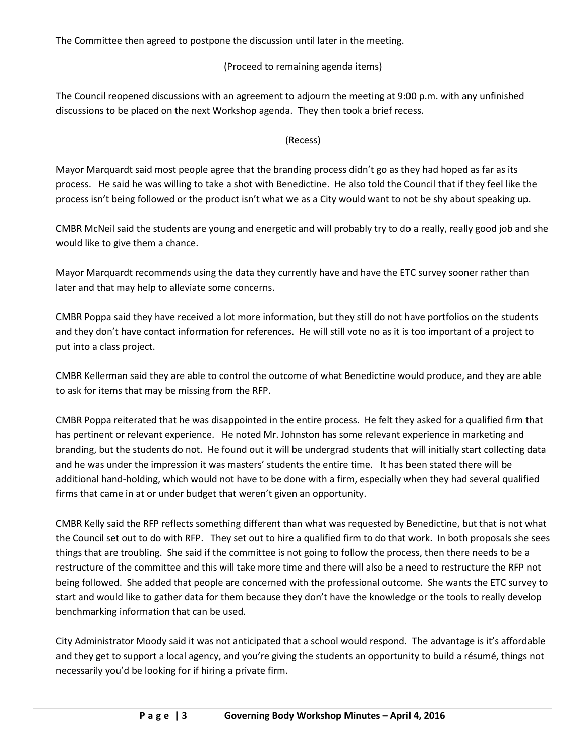The Committee then agreed to postpone the discussion until later in the meeting.

(Proceed to remaining agenda items)

The Council reopened discussions with an agreement to adjourn the meeting at 9:00 p.m. with any unfinished discussions to be placed on the next Workshop agenda. They then took a brief recess.

(Recess)

Mayor Marquardt said most people agree that the branding process didn't go as they had hoped as far as its process. He said he was willing to take a shot with Benedictine. He also told the Council that if they feel like the process isn't being followed or the product isn't what we as a City would want to not be shy about speaking up.

CMBR McNeil said the students are young and energetic and will probably try to do a really, really good job and she would like to give them a chance.

Mayor Marquardt recommends using the data they currently have and have the ETC survey sooner rather than later and that may help to alleviate some concerns.

CMBR Poppa said they have received a lot more information, but they still do not have portfolios on the students and they don't have contact information for references. He will still vote no as it is too important of a project to put into a class project.

CMBR Kellerman said they are able to control the outcome of what Benedictine would produce, and they are able to ask for items that may be missing from the RFP.

CMBR Poppa reiterated that he was disappointed in the entire process. He felt they asked for a qualified firm that has pertinent or relevant experience. He noted Mr. Johnston has some relevant experience in marketing and branding, but the students do not. He found out it will be undergrad students that will initially start collecting data and he was under the impression it was masters' students the entire time. It has been stated there will be additional hand-holding, which would not have to be done with a firm, especially when they had several qualified firms that came in at or under budget that weren't given an opportunity.

CMBR Kelly said the RFP reflects something different than what was requested by Benedictine, but that is not what the Council set out to do with RFP. They set out to hire a qualified firm to do that work. In both proposals she sees things that are troubling. She said if the committee is not going to follow the process, then there needs to be a restructure of the committee and this will take more time and there will also be a need to restructure the RFP not being followed. She added that people are concerned with the professional outcome. She wants the ETC survey to start and would like to gather data for them because they don't have the knowledge or the tools to really develop benchmarking information that can be used.

City Administrator Moody said it was not anticipated that a school would respond. The advantage is it's affordable and they get to support a local agency, and you're giving the students an opportunity to build a résumé, things not necessarily you'd be looking for if hiring a private firm.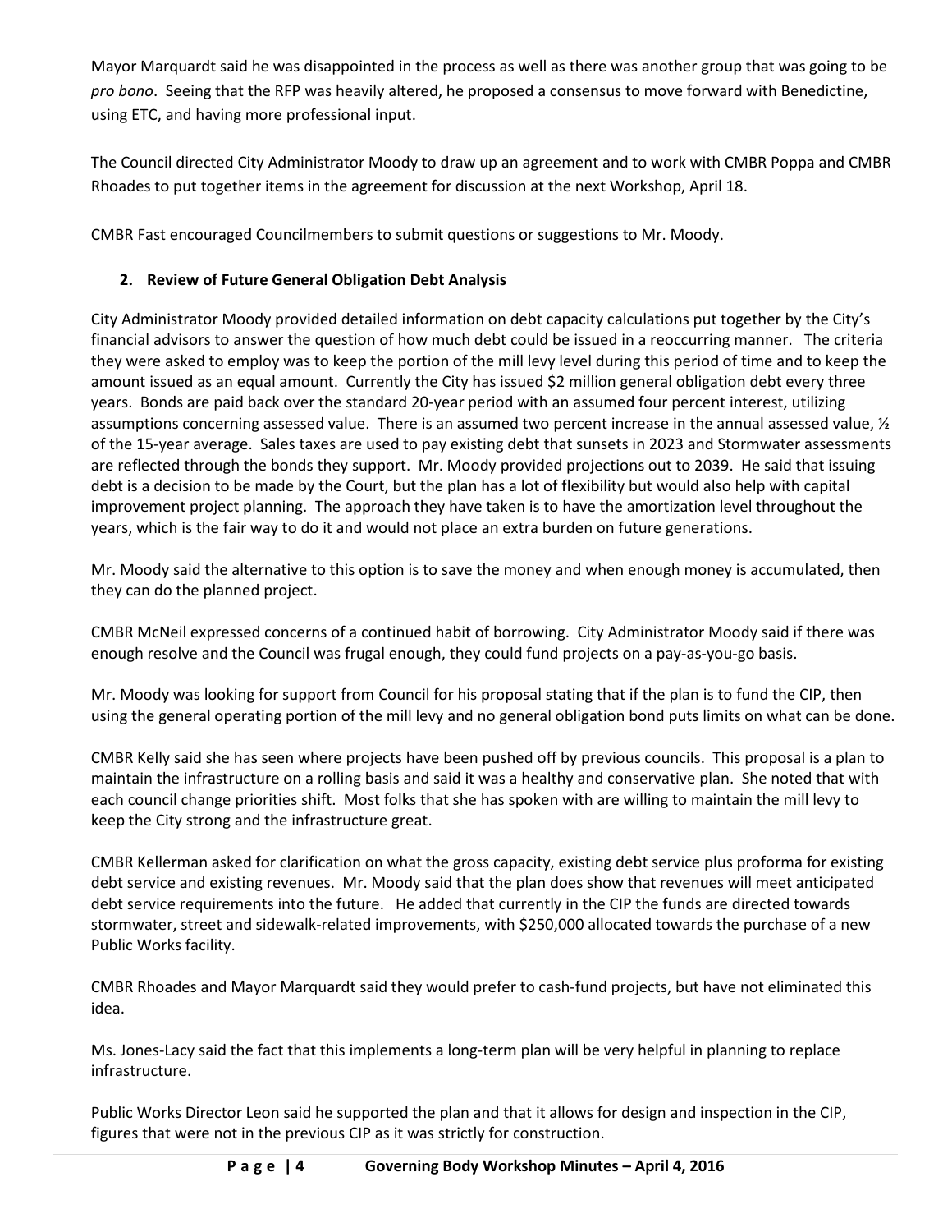Mayor Marquardt said he was disappointed in the process as well as there was another group that was going to be *pro bono*. Seeing that the RFP was heavily altered, he proposed a consensus to move forward with Benedictine, using ETC, and having more professional input.

The Council directed City Administrator Moody to draw up an agreement and to work with CMBR Poppa and CMBR Rhoades to put together items in the agreement for discussion at the next Workshop, April 18.

CMBR Fast encouraged Councilmembers to submit questions or suggestions to Mr. Moody.

**2. Review of Future General Obligation Debt Analysis**

City Administrator Moody provided detailed information on debt capacity calculations put together by the City's financial advisors to answer the question of how much debt could be issued in a reoccurring manner. The criteria they were asked to employ was to keep the portion of the mill levy level during this period of time and to keep the amount issued as an equal amount. Currently the City has issued $2 million general obligation debt every three years. Bonds are paid back over the standard 20-year period with an assumed four percent interest, utilizing assumptions concerning assessed value. There is an assumed two percent increase in the annual assessed value, ½ of the 15-year average. Sales taxes are used to pay existing debt that sunsets in 2023 and Stormwater assessments are reflected through the bonds they support. Mr. Moody provided projections out to 2039. He said that issuing debt is a decision to be made by the Court, but the plan has a lot of flexibility but would also help with capital improvement project planning. The approach they have taken is to have the amortization level throughout the years, which is the fair way to do it and would not place an extra burden on future generations.

Mr. Moody said the alternative to this option is to save the money and when enough money is accumulated, then they can do the planned project.

CMBR McNeil expressed concerns of a continued habit of borrowing. City Administrator Moody said if there was enough resolve and the Council was frugal enough, they could fund projects on a pay-as-you-go basis.

Mr. Moody was looking for support from Council for his proposal stating that if the plan is to fund the CIP, then using the general operating portion of the mill levy and no general obligation bond puts limits on what can be done.

CMBR Kelly said she has seen where projects have been pushed off by previous councils. This proposal is a plan to maintain the infrastructure on a rolling basis and said it was a healthy and conservative plan. She noted that with each council change priorities shift. Most folks that she has spoken with are willing to maintain the mill levy to keep the City strong and the infrastructure great.

CMBR Kellerman asked for clarification on what the gross capacity, existing debt service plus proforma for existing debt service and existing revenues. Mr. Moody said that the plan does show that revenues will meet anticipated debt service requirements into the future. He added that currently in the CIP the funds are directed towards stormwater, street and sidewalk-related improvements, with $250,000 allocated towards the purchase of a new Public Works facility.

CMBR Rhoades and Mayor Marquardt said they would prefer to cash-fund projects, but have not eliminated this idea.

Ms. Jones-Lacy said the fact that this implements a long-term plan will be very helpful in planning to replace infrastructure.

Public Works Director Leon said he supported the plan and that it allows for design and inspection in the CIP, figures that were not in the previous CIP as it was strictly for construction.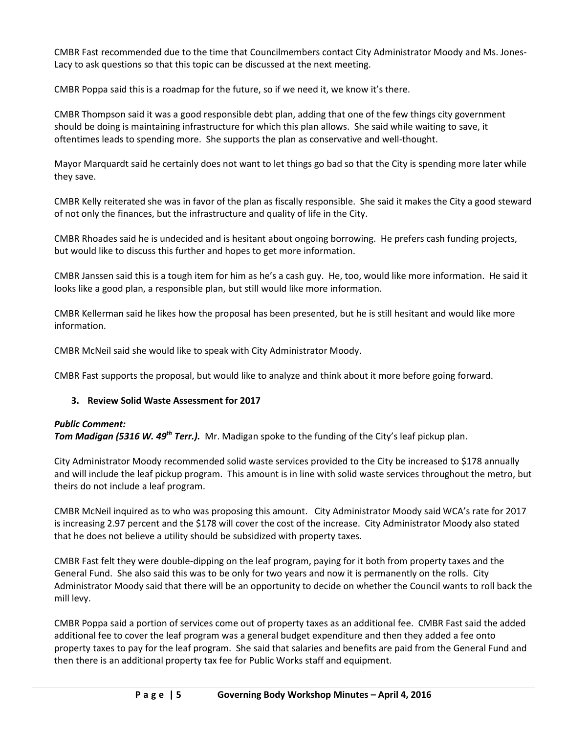CMBR Fast recommended due to the time that Councilmembers contact City Administrator Moody and Ms. Jones-Lacy to ask questions so that this topic can be discussed at the next meeting.

CMBR Poppa said this is a roadmap for the future, so if we need it, we know it's there.

CMBR Thompson said it was a good responsible debt plan, adding that one of the few things city government should be doing is maintaining infrastructure for which this plan allows. She said while waiting to save, it oftentimes leads to spending more. She supports the plan as conservative and well-thought.

Mayor Marquardt said he certainly does not want to let things go bad so that the City is spending more later while they save.

CMBR Kelly reiterated she was in favor of the plan as fiscally responsible. She said it makes the City a good steward of not only the finances, but the infrastructure and quality of life in the City.

CMBR Rhoades said he is undecided and is hesitant about ongoing borrowing. He prefers cash funding projects, but would like to discuss this further and hopes to get more information.

CMBR Janssen said this is a tough item for him as he's a cash guy. He, too, would like more information. He said it looks like a good plan, a responsible plan, but still would like more information.

CMBR Kellerman said he likes how the proposal has been presented, but he is still hesitant and would like more information.

CMBR McNeil said she would like to speak with City Administrator Moody.

CMBR Fast supports the proposal, but would like to analyze and think about it more before going forward.

**3. Review Solid Waste Assessment for 2017**

***Public Comment:***
***Tom Madigan (5316 W. 49th Terr.).*** Mr. Madigan spoke to the funding of the City's leaf pickup plan.

City Administrator Moody recommended solid waste services provided to the City be increased to $178 annually and will include the leaf pickup program. This amount is in line with solid waste services throughout the metro, but theirs do not include a leaf program.

CMBR McNeil inquired as to who was proposing this amount. City Administrator Moody said WCA's rate for 2017 is increasing 2.97 percent and the $178 will cover the cost of the increase. City Administrator Moody also stated that he does not believe a utility should be subsidized with property taxes.

CMBR Fast felt they were double-dipping on the leaf program, paying for it both from property taxes and the General Fund. She also said this was to be only for two years and now it is permanently on the rolls. City Administrator Moody said that there will be an opportunity to decide on whether the Council wants to roll back the mill levy.

CMBR Poppa said a portion of services come out of property taxes as an additional fee. CMBR Fast said the added additional fee to cover the leaf program was a general budget expenditure and then they added a fee onto property taxes to pay for the leaf program. She said that salaries and benefits are paid from the General Fund and then there is an additional property tax fee for Public Works staff and equipment.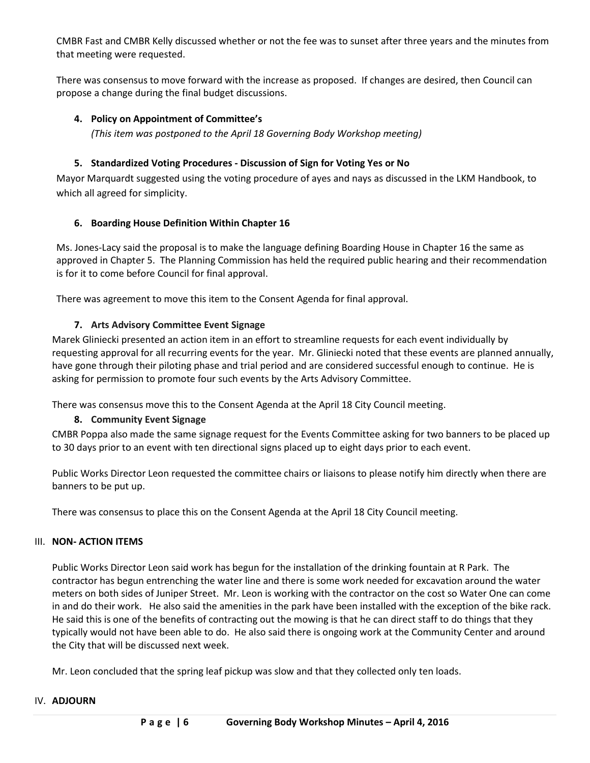CMBR Fast and CMBR Kelly discussed whether or not the fee was to sunset after three years and the minutes from that meeting were requested.

There was consensus to move forward with the increase as proposed. If changes are desired, then Council can propose a change during the final budget discussions.

**4. Policy on Appointment of Committee's**

*(This item was postponed to the April 18 Governing Body Workshop meeting)*

**5. Standardized Voting Procedures - Discussion of Sign for Voting Yes or No**

Mayor Marquardt suggested using the voting procedure of ayes and nays as discussed in the LKM Handbook, to which all agreed for simplicity.

**6. Boarding House Definition Within Chapter 16**

Ms. Jones-Lacy said the proposal is to make the language defining Boarding House in Chapter 16 the same as approved in Chapter 5. The Planning Commission has held the required public hearing and their recommendation is for it to come before Council for final approval.

There was agreement to move this item to the Consent Agenda for final approval.

**7. Arts Advisory Committee Event Signage**

Marek Gliniecki presented an action item in an effort to streamline requests for each event individually by requesting approval for all recurring events for the year. Mr. Gliniecki noted that these events are planned annually, have gone through their piloting phase and trial period and are considered successful enough to continue. He is asking for permission to promote four such events by the Arts Advisory Committee.

There was consensus move this to the Consent Agenda at the April 18 City Council meeting.

**8. Community Event Signage**

CMBR Poppa also made the same signage request for the Events Committee asking for two banners to be placed up to 30 days prior to an event with ten directional signs placed up to eight days prior to each event.

Public Works Director Leon requested the committee chairs or liaisons to please notify him directly when there are banners to be put up.

There was consensus to place this on the Consent Agenda at the April 18 City Council meeting.

## III. NON- ACTION ITEMS

Public Works Director Leon said work has begun for the installation of the drinking fountain at R Park. The contractor has begun entrenching the water line and there is some work needed for excavation around the water meters on both sides of Juniper Street. Mr. Leon is working with the contractor on the cost so Water One can come in and do their work. He also said the amenities in the park have been installed with the exception of the bike rack. He said this is one of the benefits of contracting out the mowing is that he can direct staff to do things that they typically would not have been able to do. He also said there is ongoing work at the Community Center and around the City that will be discussed next week.

Mr. Leon concluded that the spring leaf pickup was slow and that they collected only ten loads.

## IV. ADJOURN